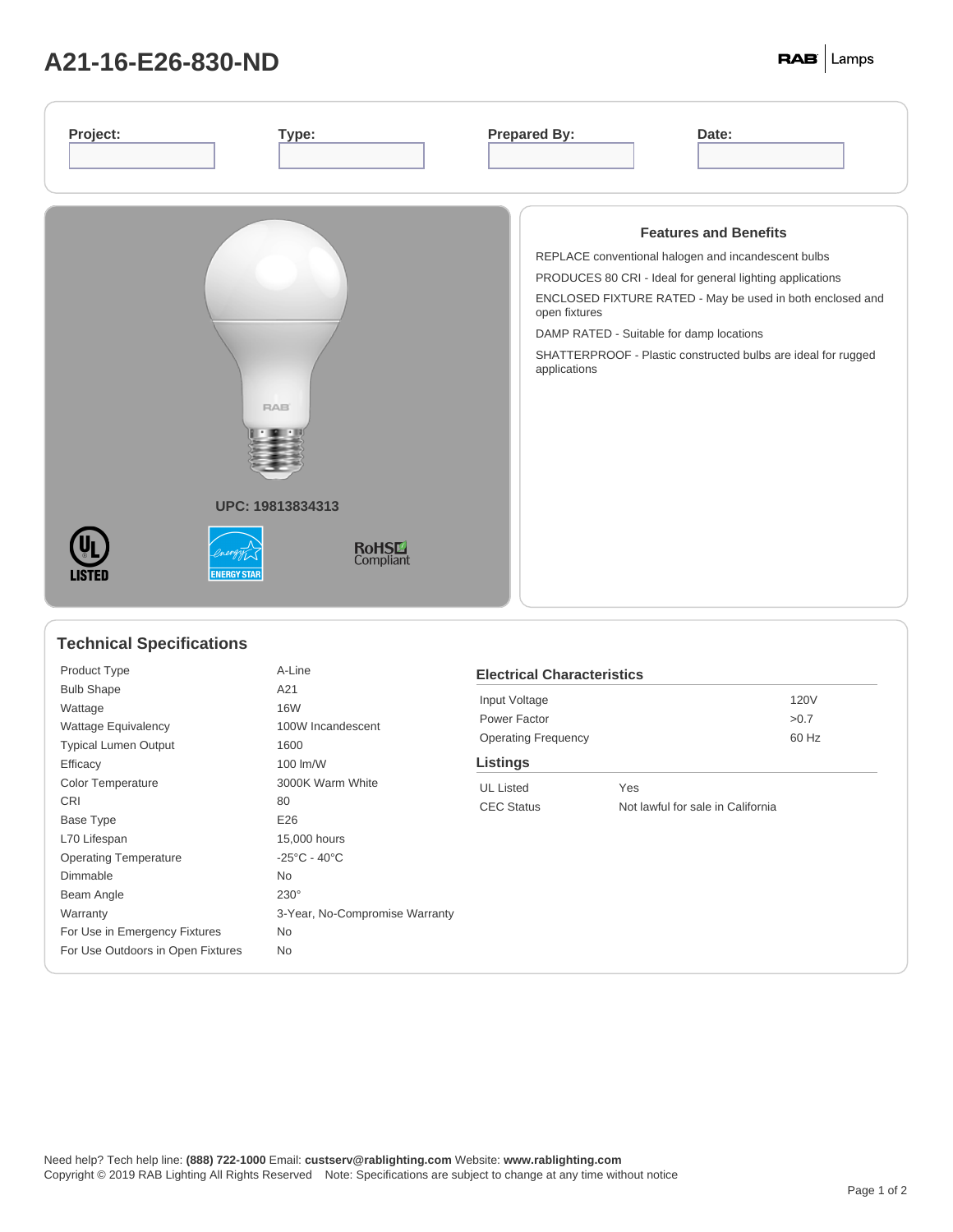# A21-16-E26-830-ND

RAB | Lamps

| Project: | Type: | Prepared By: | Date: |
|---|---|---|---|
| | | | |

UPC: 19813834313

UL LISTED · ENERGY STAR · RoHS Compliant

### Features and Benefits

REPLACE conventional halogen and incandescent bulbs

PRODUCES 80 CRI - Ideal for general lighting applications

ENCLOSED FIXTURE RATED - May be used in both enclosed and open fixtures

DAMP RATED - Suitable for damp locations

SHATTERPROOF - Plastic constructed bulbs are ideal for rugged applications

## Technical Specifications

| | |
|---|---|
| Product Type | A-Line |
| Bulb Shape | A21 |
| Wattage | 16W |
| Wattage Equivalency | 100W Incandescent |
| Typical Lumen Output | 1600 |
| Efficacy | 100 lm/W |
| Color Temperature | 3000K Warm White |
| CRI | 80 |
| Base Type | E26 |
| L70 Lifespan | 15,000 hours |
| Operating Temperature | -25°C - 40°C |
| Dimmable | No |
| Beam Angle | 230° |
| Warranty | 3-Year, No-Compromise Warranty |
| For Use in Emergency Fixtures | No |
| For Use Outdoors in Open Fixtures | No |

### Electrical Characteristics

| | |
|---|---|
| Input Voltage | 120V |
| Power Factor | >0.7 |
| Operating Frequency | 60 Hz |

### Listings

| | |
|---|---|
| UL Listed | Yes |
| CEC Status | Not lawful for sale in California |

Need help? Tech help line: **(888) 722-1000** Email: **custserv@rablighting.com** Website: **www.rablighting.com**
Copyright © 2019 RAB Lighting All Rights Reserved Note: Specifications are subject to change at any time without notice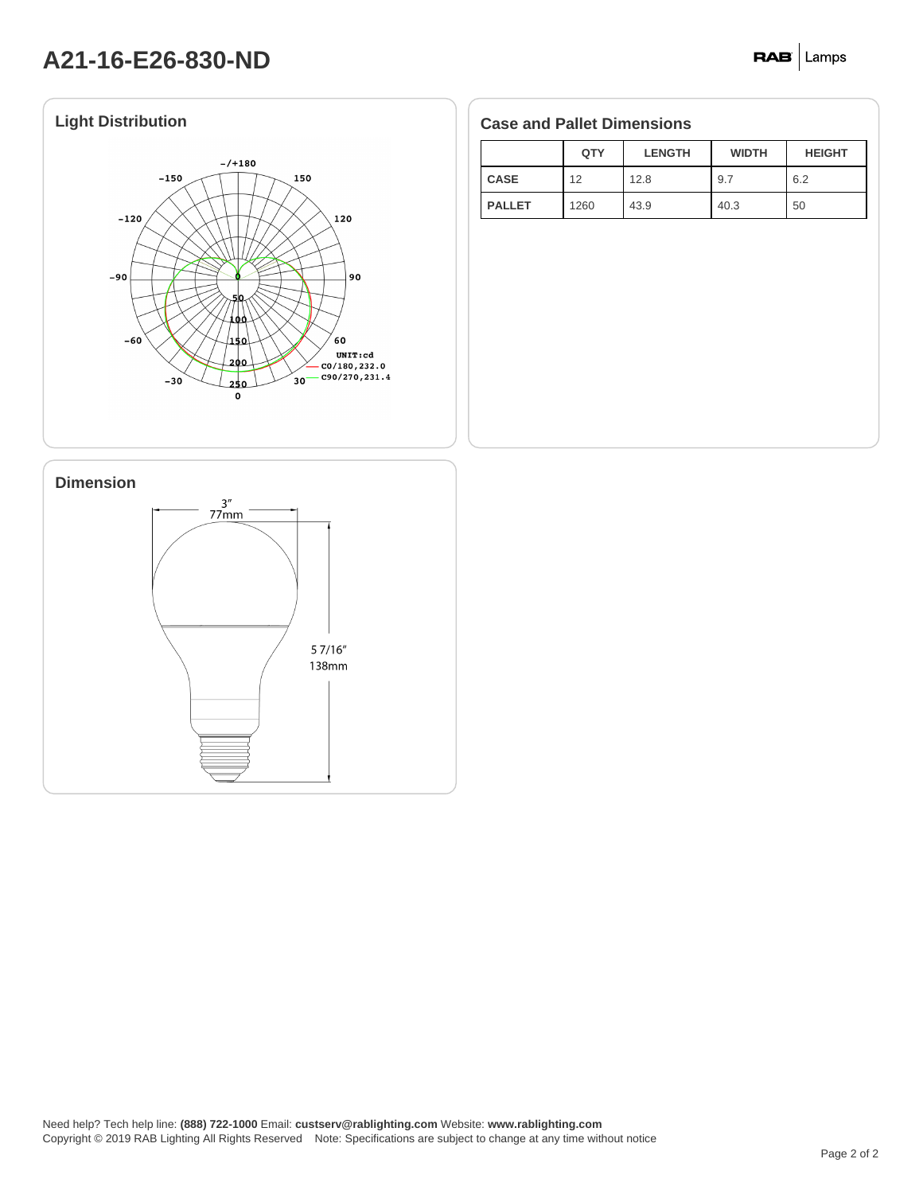# A21-16-E26-830-ND

RAB | Lamps

## Light Distribution

-/+180

-150

150

-120

120

-90

90

-60

60

-30

30

0

50

100

150

200

250

0

UNIT:cd

C0/180,232.0

C90/270,231.4

## Case and Pallet Dimensions

| | QTY | LENGTH | WIDTH | HEIGHT |
|---|---|---|---|---|
| CASE | 12 | 12.8 | 9.7 | 6.2 |
| PALLET | 1260 | 43.9 | 40.3 | 50 |

## Dimension

3″
77mm

5 7/16″
138mm

Need help? Tech help line: **(888) 722-1000** Email: **custserv@rablighting.com** Website: **www.rablighting.com**
Copyright © 2019 RAB Lighting All Rights Reserved Note: Specifications are subject to change at any time without notice